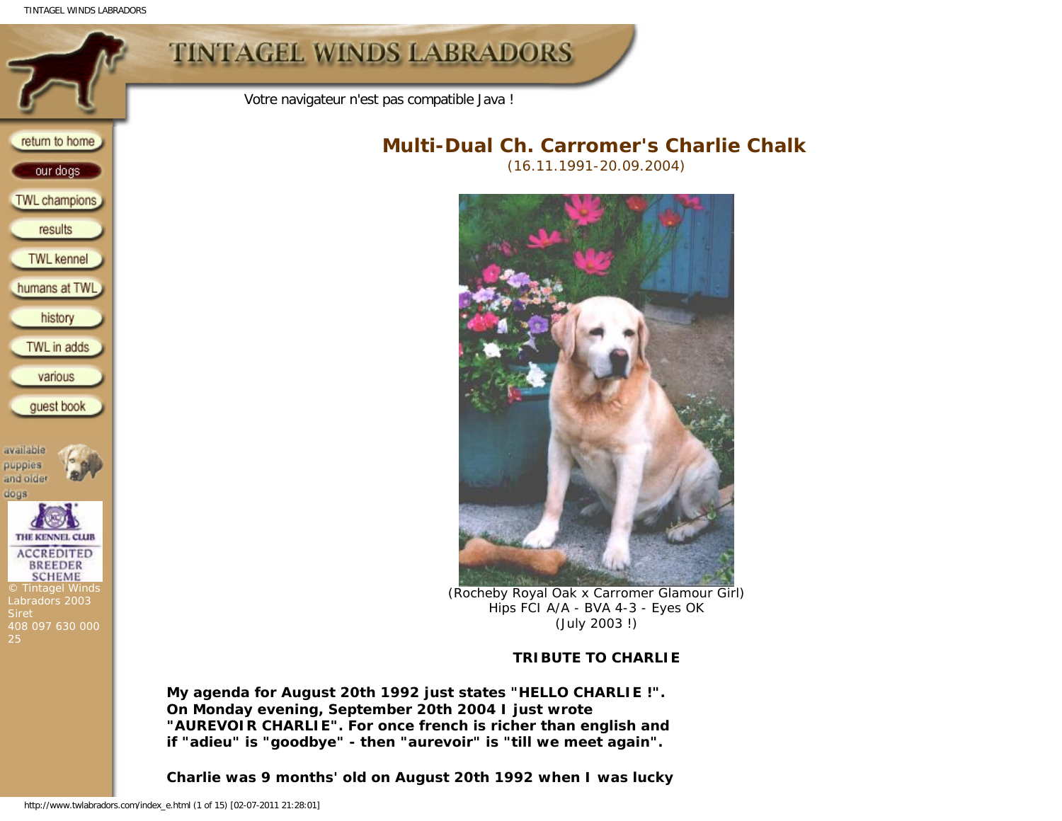# TINTAGEL WINDS LABRADORS

Votre navigateur n'est pas compatible Java !

- return to home
- our dogs
- TWL champions
- results
- TWL kennel
- humans at TWL
- history
- TWL in adds
- various
- guest book

available puppies and older dogs

THE KENNEL CLUB ACCREDITED BREEDER SCHEME

© Tintagel Winds Labradors 2003 Siret 408 097 630 000 25

## Multi-Dual Ch. Carromer's Charlie Chalk

(16.11.1991-20.09.2004)

(Rocheby Royal Oak x Carromer Glamour Girl)
Hips FCI A/A - BVA 4-3 - Eyes OK
(July 2003 !)

**TRIBUTE TO CHARLIE**

**My agenda for August 20th 1992 just states "HELLO CHARLIE !". On Monday evening, September 20th 2004 I just wrote "AUREVOIR CHARLIE". For once french is richer than english and if "adieu" is "goodbye" - then "aurevoir" is "till we meet again".**

**Charlie was 9 months' old on August 20th 1992 when I was lucky**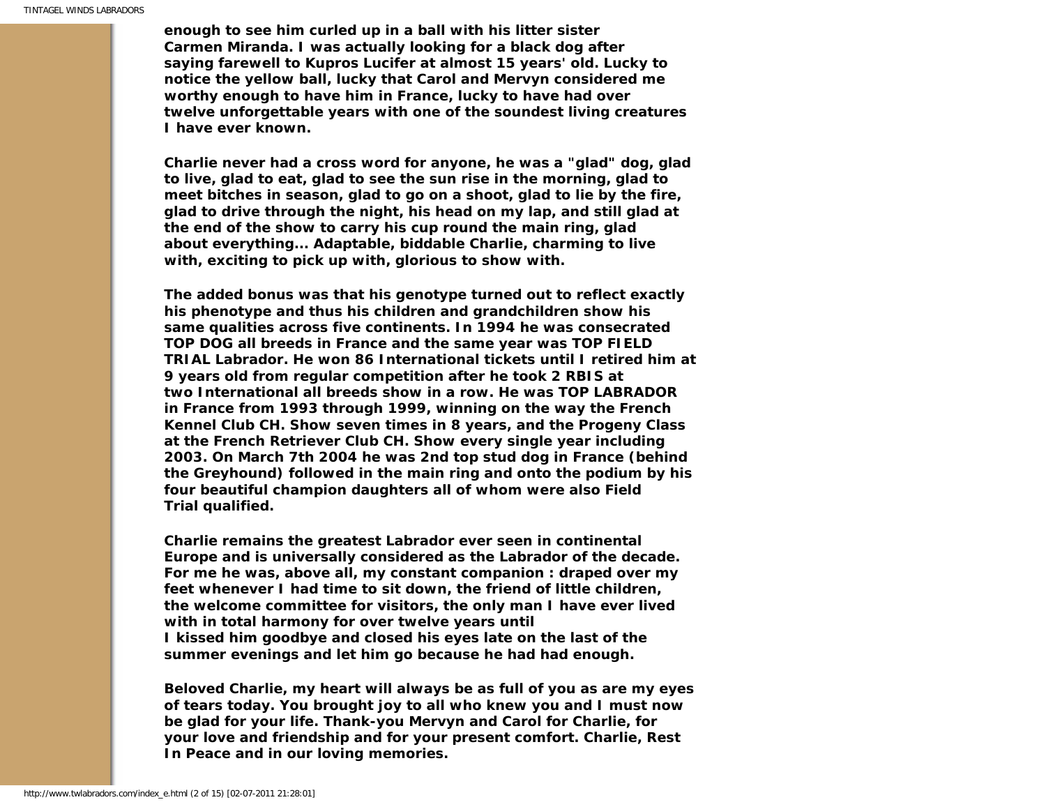**enough to see him curled up in a ball with his litter sister Carmen Miranda. I was actually looking for a black dog after saying farewell to Kupros Lucifer at almost 15 years' old. Lucky to notice the yellow ball, lucky that Carol and Mervyn considered me worthy enough to have him in France, lucky to have had over twelve unforgettable years with one of the soundest living creatures I have ever known.**

**Charlie never had a cross word for anyone, he was a "glad" dog, glad to live, glad to eat, glad to see the sun rise in the morning, glad to meet bitches in season, glad to go on a shoot, glad to lie by the fire, glad to drive through the night, his head on my lap, and still glad at the end of the show to carry his cup round the main ring, glad about everything... Adaptable, biddable Charlie, charming to live with, exciting to pick up with, glorious to show with.**

**The added bonus was that his genotype turned out to reflect exactly his phenotype and thus his children and grandchildren show his same qualities across five continents. In 1994 he was consecrated TOP DOG all breeds in France and the same year was TOP FIELD TRIAL Labrador. He won 86 International tickets until I retired him at 9 years old from regular competition after he took 2 RBIS at two International all breeds show in a row. He was TOP LABRADOR in France from 1993 through 1999, winning on the way the French Kennel Club CH. Show seven times in 8 years, and the Progeny Class at the French Retriever Club CH. Show every single year including 2003. On March 7th 2004 he was 2nd top stud dog in France (behind the Greyhound) followed in the main ring and onto the podium by his four beautiful champion daughters all of whom were also Field Trial qualified.**

**Charlie remains the greatest Labrador ever seen in continental Europe and is universally considered as the Labrador of the decade. For me he was, above all, my constant companion : draped over my feet whenever I had time to sit down, the friend of little children, the welcome committee for visitors, the only man I have ever lived with in total harmony for over twelve years until I kissed him goodbye and closed his eyes late on the last of the summer evenings and let him go because he had had enough.**

**Beloved Charlie, my heart will always be as full of you as are my eyes of tears today. You brought joy to all who knew you and I must now be glad for your life. Thank-you Mervyn and Carol for Charlie, for your love and friendship and for your present comfort. Charlie, Rest In Peace and in our loving memories.**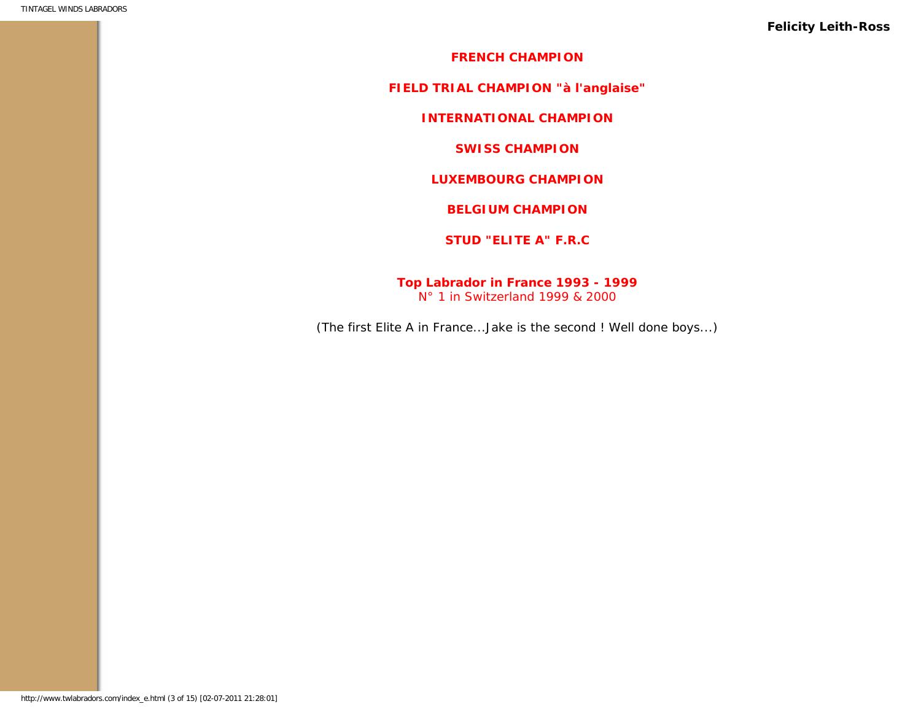**FRENCH CHAMPION**

**FIELD TRIAL CHAMPION "à l'anglaise"**

**INTERNATIONAL CHAMPION**

**SWISS CHAMPION**

**LUXEMBOURG CHAMPION**

**BELGIUM CHAMPION**

**STUD "ELITE A" F.R.C**

**Top Labrador in France 1993 - 1999**
N° 1 in Switzerland 1999 & 2000

(The first Elite A in France...Jake is the second ! Well done boys...)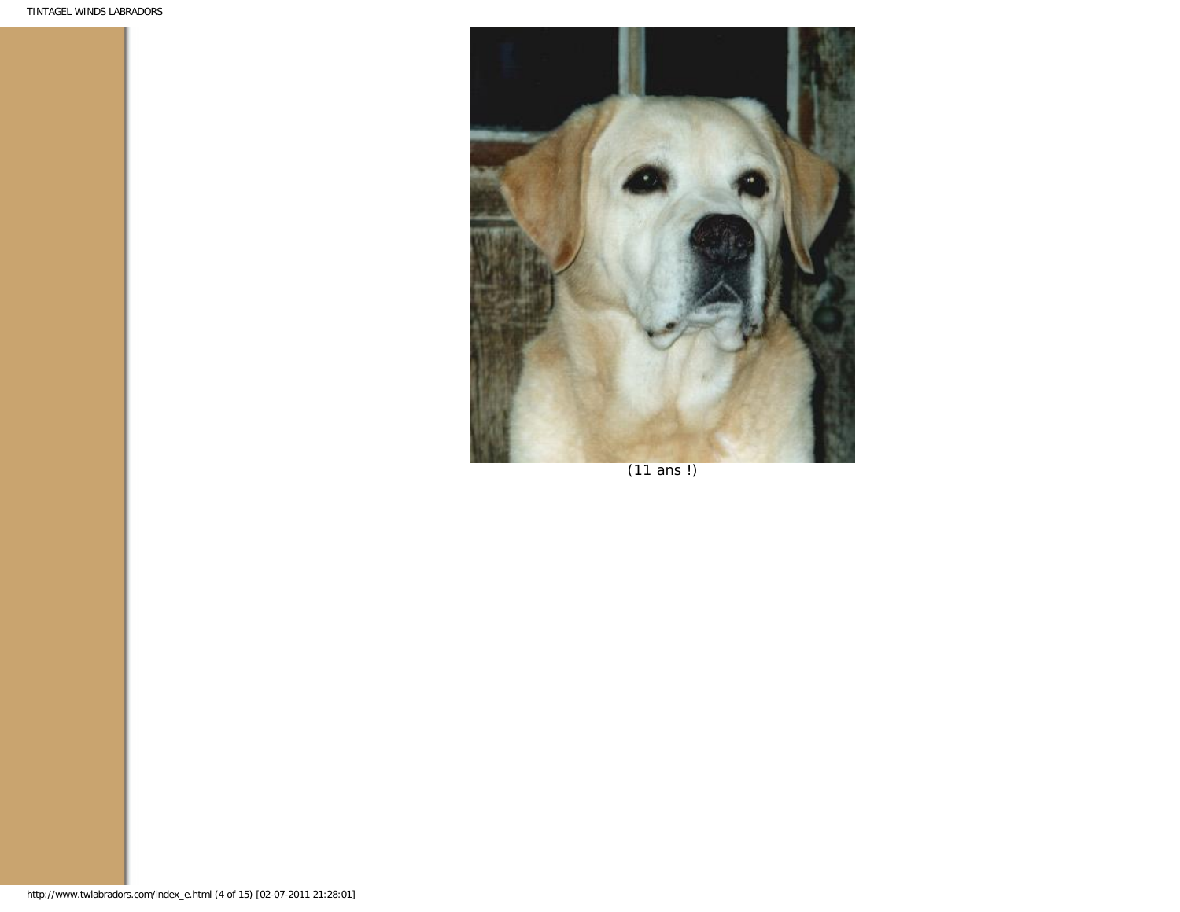(11 ans !)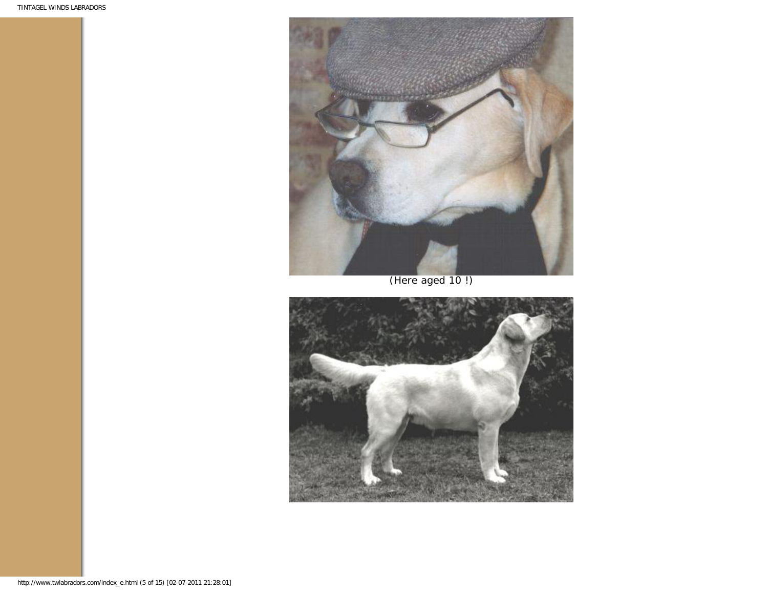(Here aged 10 !)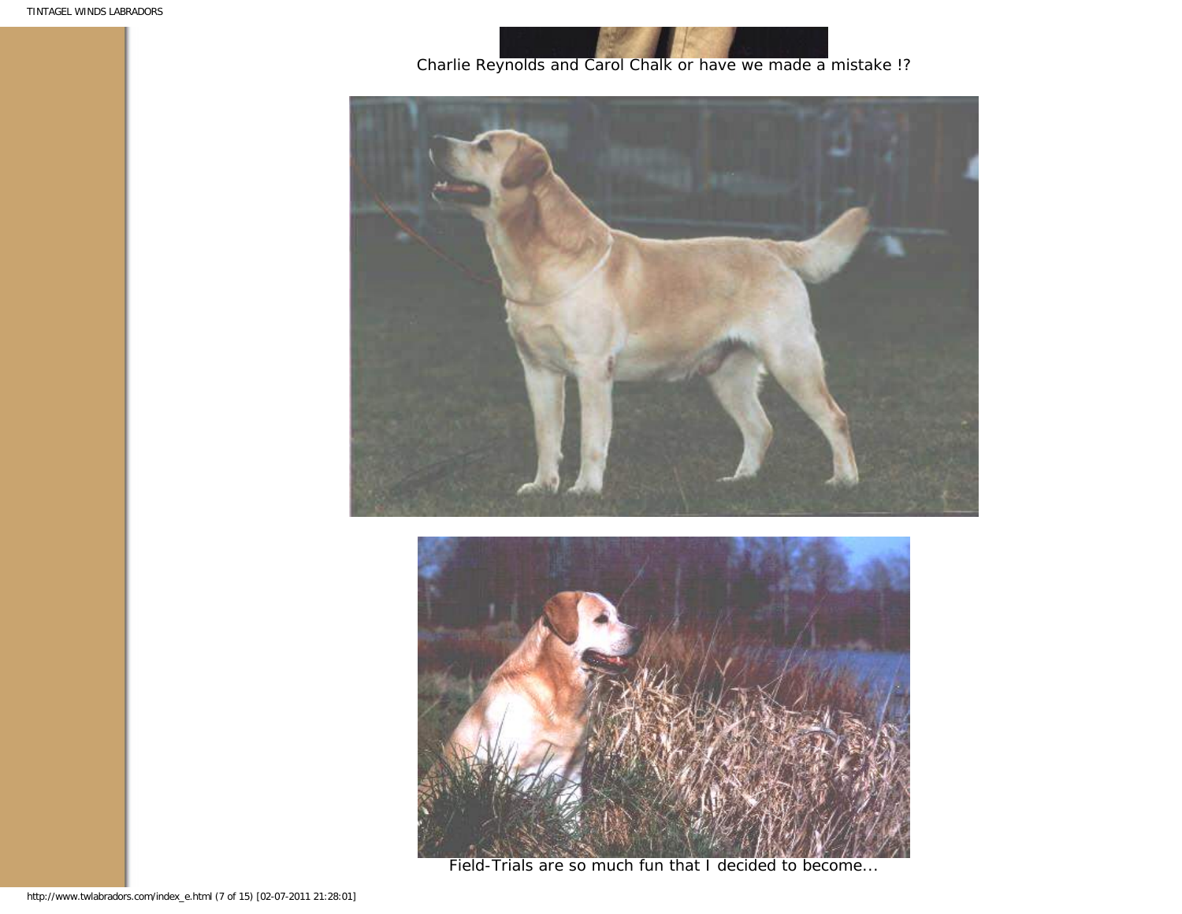Charlie Reynolds and Carol Chalk or have we made a mistake !?

Field-Trials are so much fun that I decided to become...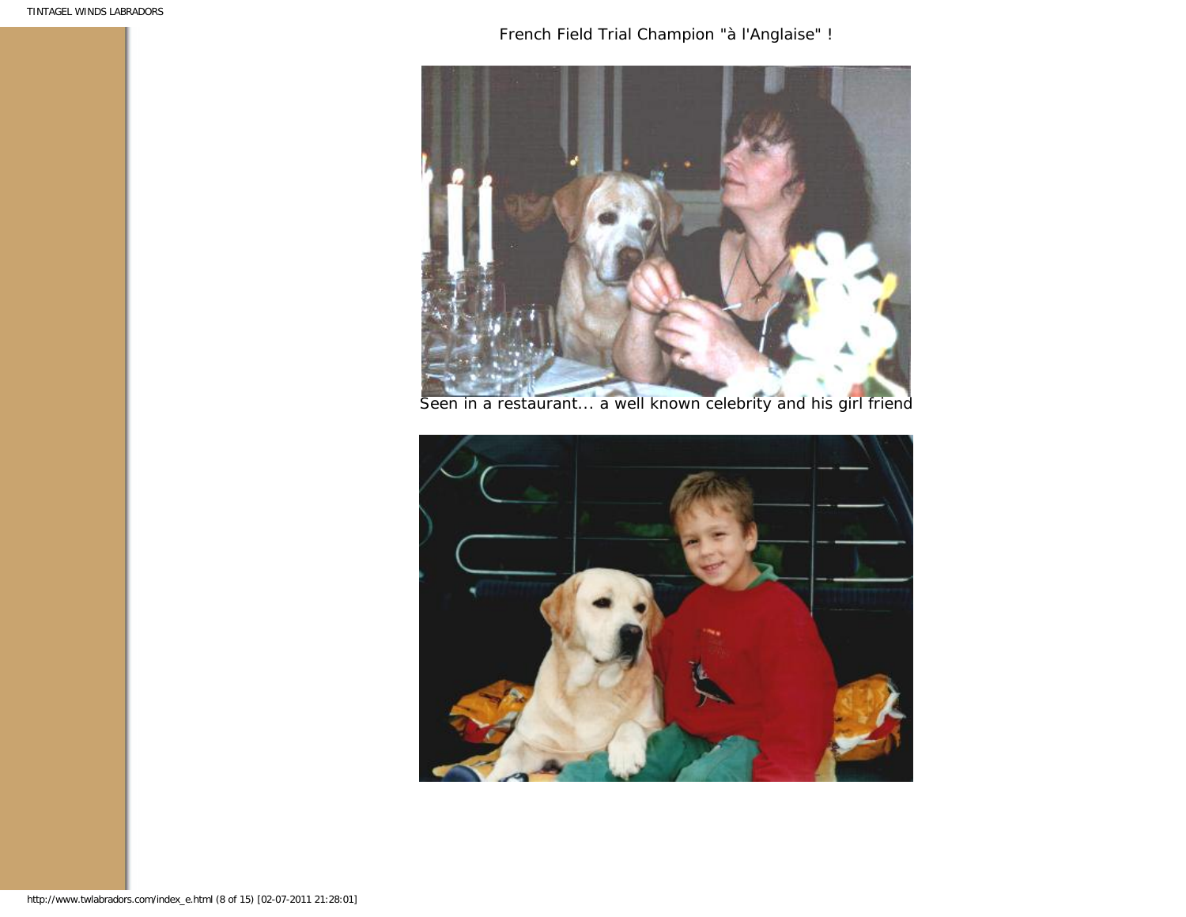French Field Trial Champion "à l'Anglaise" !

Seen in a restaurant... a well known celebrity and his girl friend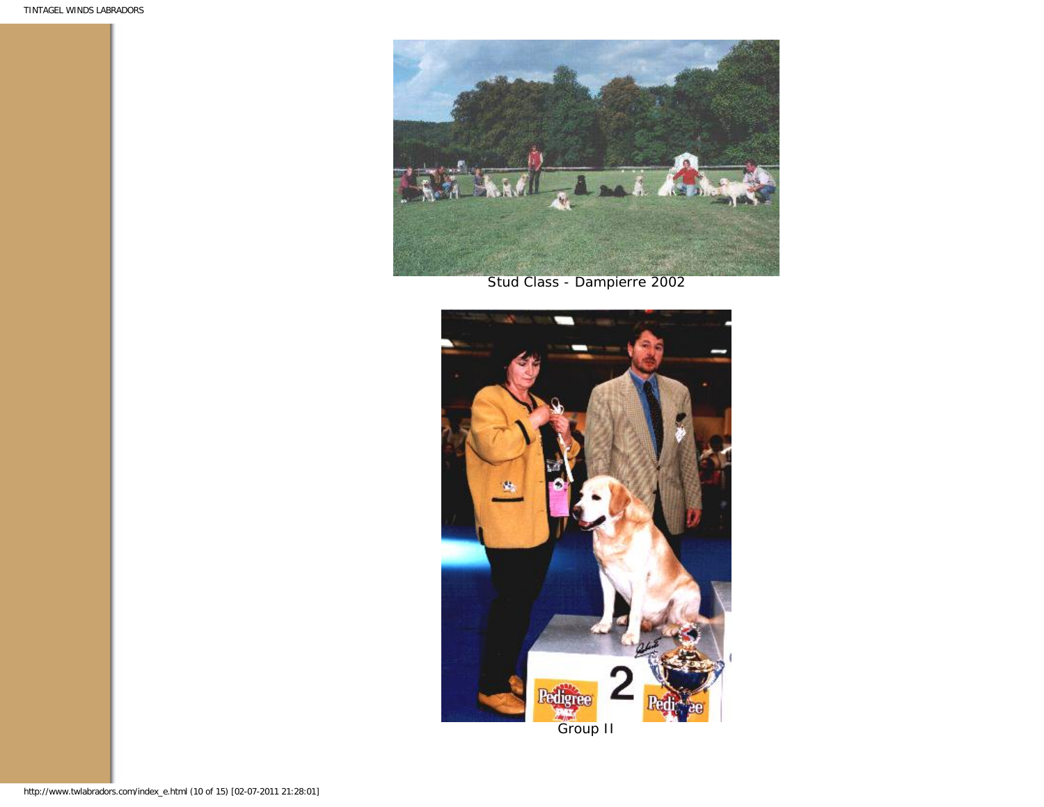Stud Class - Dampierre 2002

Group II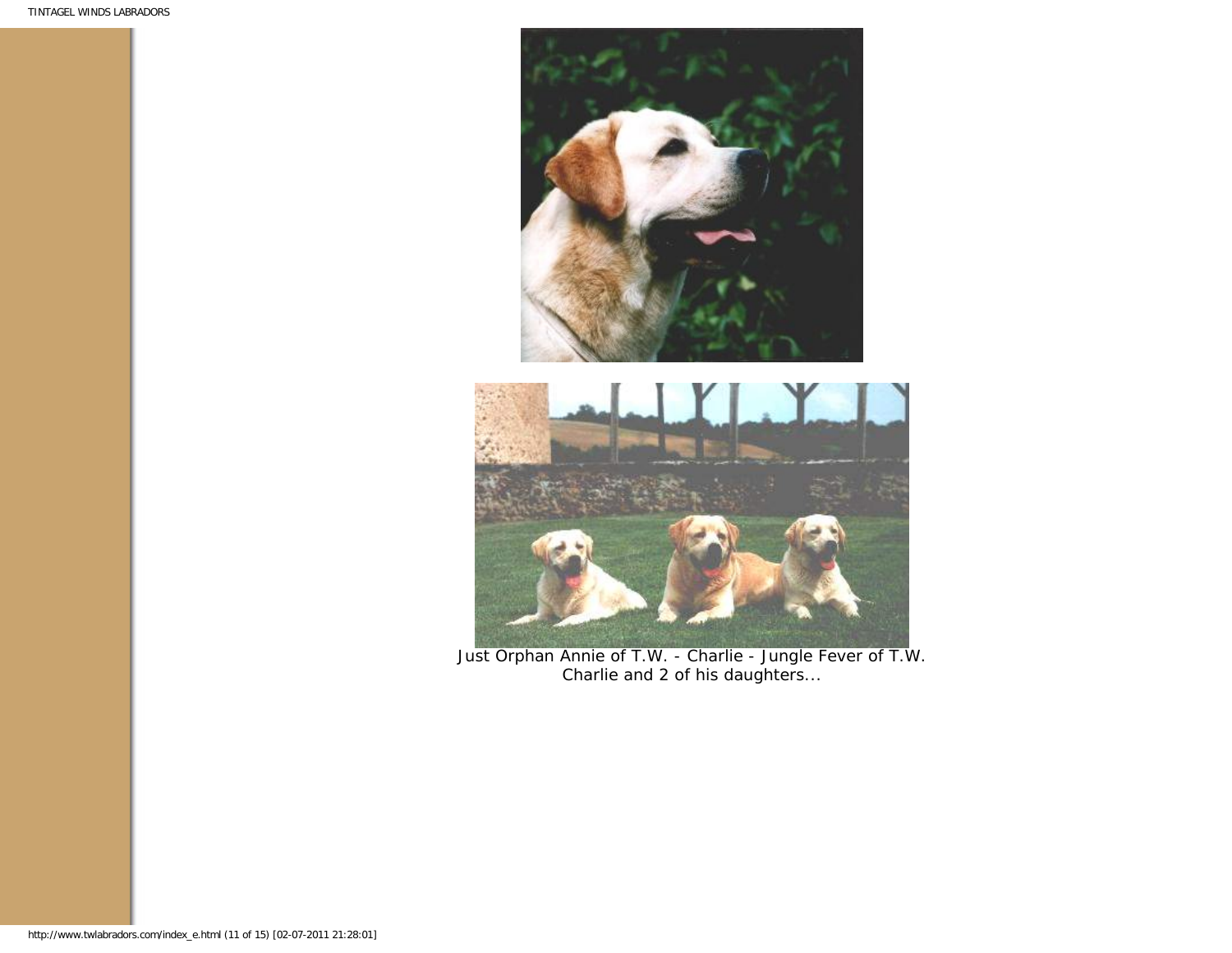Just Orphan Annie of T.W. - Charlie - Jungle Fever of T.W.
Charlie and 2 of his daughters...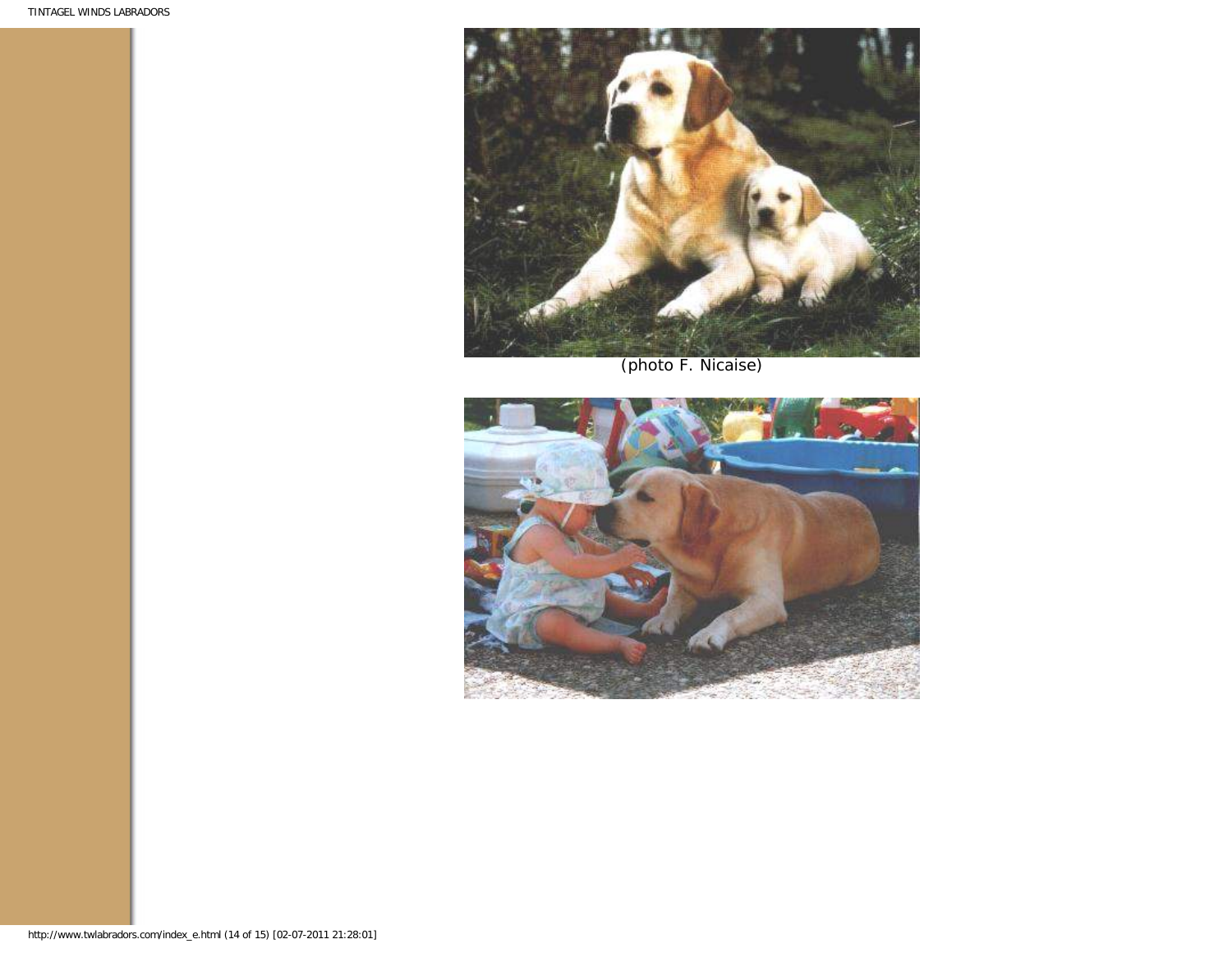(photo F. Nicaise)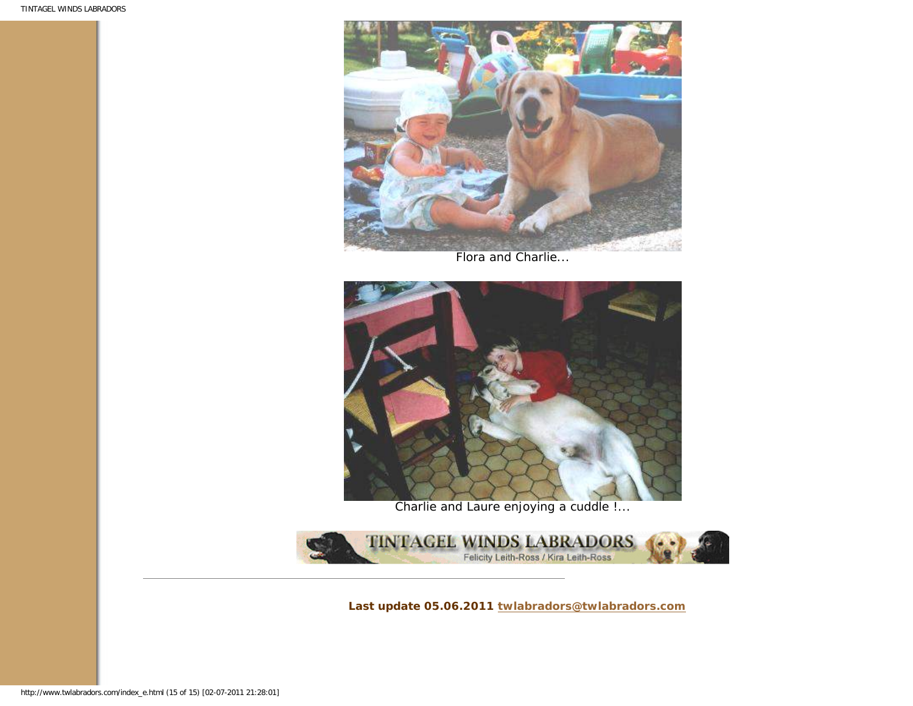Flora and Charlie...

Charlie and Laure enjoying a cuddle !...

---

**Last update 05.06.2011 twlabradors@twlabradors.com**